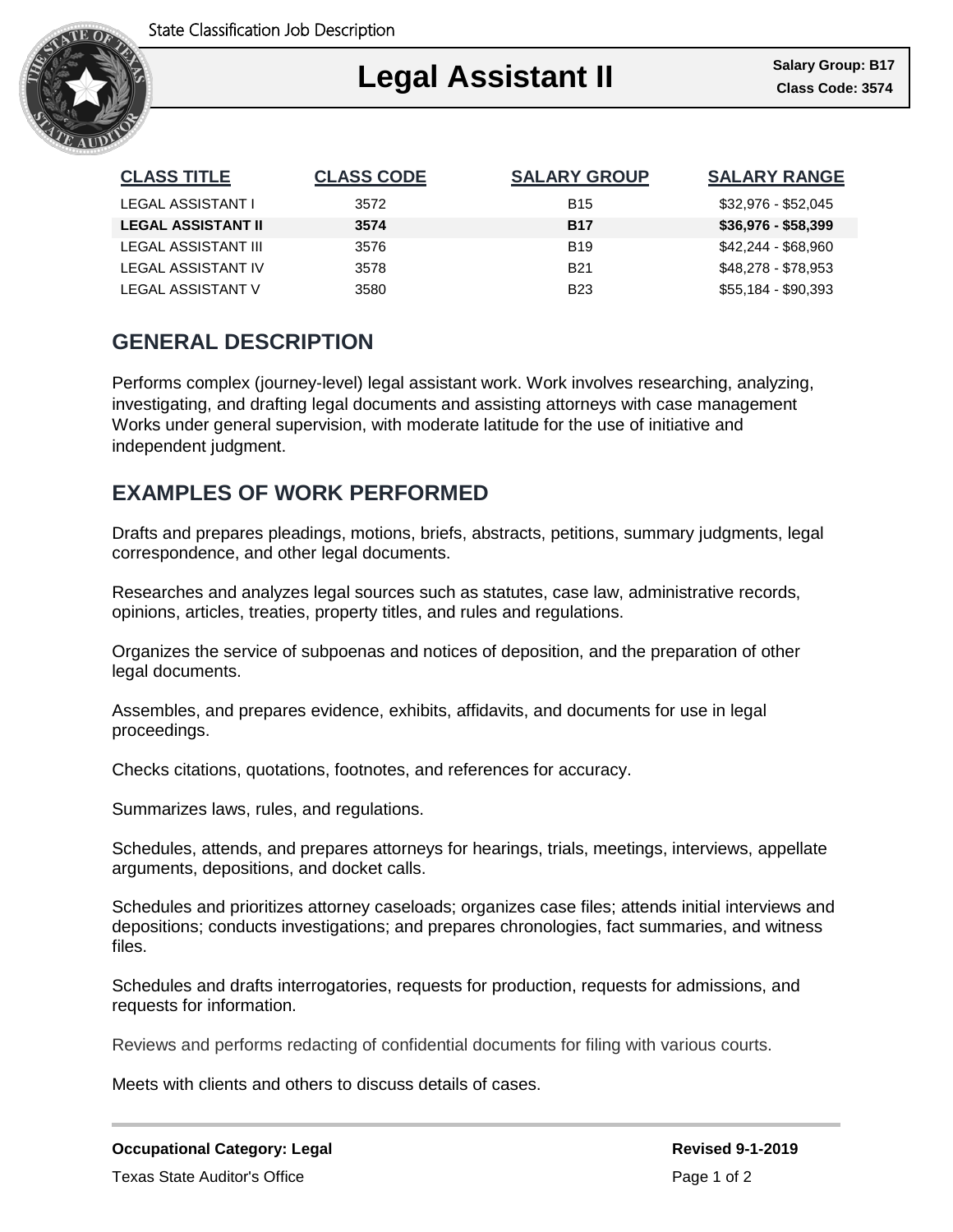State Classification Job Description

# Legal Assistant II

**Salary Group: B17**
**Class Code: 3574**

| CLASS TITLE | CLASS CODE | SALARY GROUP | SALARY RANGE |
|---|---|---|---|
| LEGAL ASSISTANT I | 3572 | B15 | $32,976 - $52,045 |
| **LEGAL ASSISTANT II** | **3574** | **B17** | **$36,976 - $58,399** |
| LEGAL ASSISTANT III | 3576 | B19 | $42,244 - $68,960 |
| LEGAL ASSISTANT IV | 3578 | B21 | $48,278 - $78,953 |
| LEGAL ASSISTANT V | 3580 | B23 | $55,184 - $90,393 |

## GENERAL DESCRIPTION

Performs complex (journey-level) legal assistant work. Work involves researching, analyzing, investigating, and drafting legal documents and assisting attorneys with case management Works under general supervision, with moderate latitude for the use of initiative and independent judgment.

## EXAMPLES OF WORK PERFORMED

Drafts and prepares pleadings, motions, briefs, abstracts, petitions, summary judgments, legal correspondence, and other legal documents.

Researches and analyzes legal sources such as statutes, case law, administrative records, opinions, articles, treaties, property titles, and rules and regulations.

Organizes the service of subpoenas and notices of deposition, and the preparation of other legal documents.

Assembles, and prepares evidence, exhibits, affidavits, and documents for use in legal proceedings.

Checks citations, quotations, footnotes, and references for accuracy.

Summarizes laws, rules, and regulations.

Schedules, attends, and prepares attorneys for hearings, trials, meetings, interviews, appellate arguments, depositions, and docket calls.

Schedules and prioritizes attorney caseloads; organizes case files; attends initial interviews and depositions; conducts investigations; and prepares chronologies, fact summaries, and witness files.

Schedules and drafts interrogatories, requests for production, requests for admissions, and requests for information.

Reviews and performs redacting of confidential documents for filing with various courts.

Meets with clients and others to discuss details of cases.

**Occupational Category: Legal**

**Revised 9-1-2019**

Texas State Auditor's Office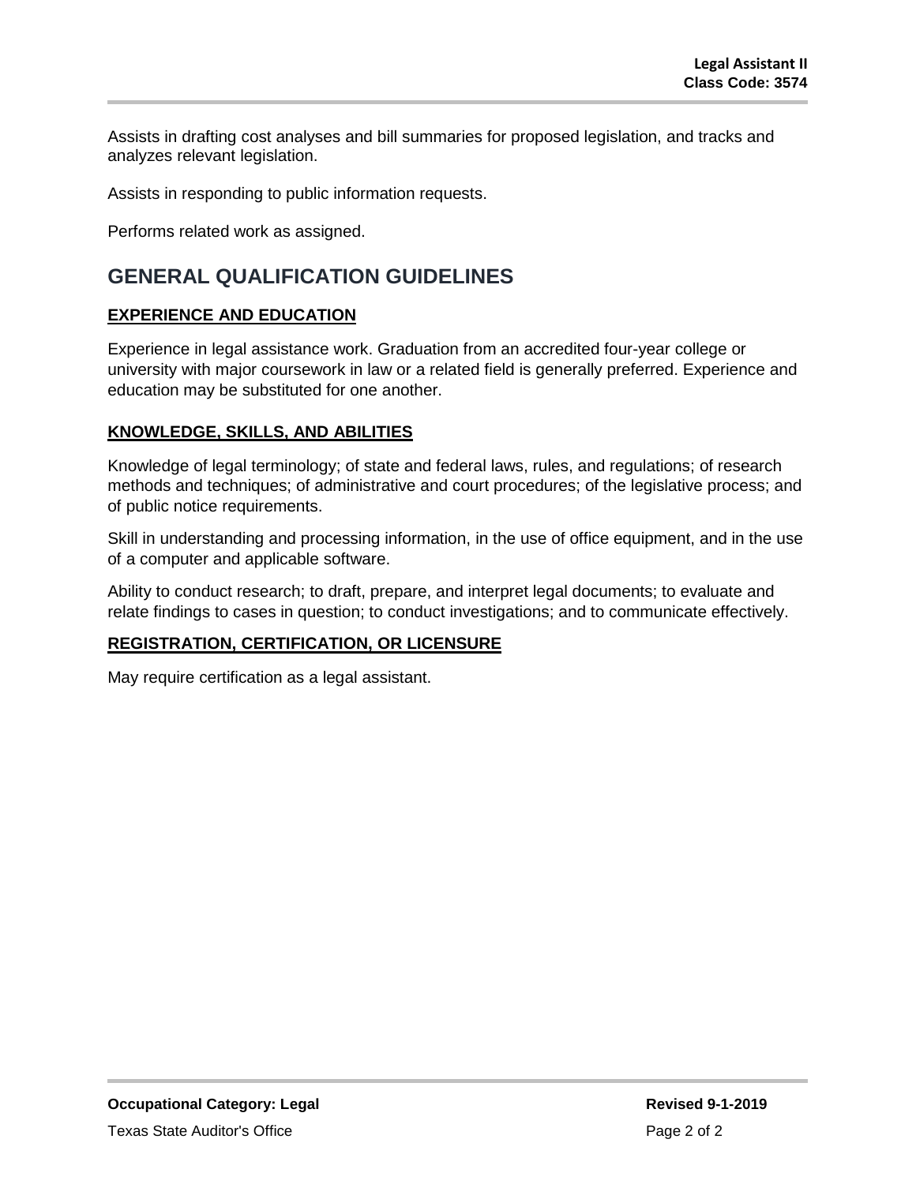Assists in drafting cost analyses and bill summaries for proposed legislation, and tracks and analyzes relevant legislation.

Assists in responding to public information requests.

Performs related work as assigned.

## GENERAL QUALIFICATION GUIDELINES

### EXPERIENCE AND EDUCATION

Experience in legal assistance work. Graduation from an accredited four-year college or university with major coursework in law or a related field is generally preferred. Experience and education may be substituted for one another.

### KNOWLEDGE, SKILLS, AND ABILITIES

Knowledge of legal terminology; of state and federal laws, rules, and regulations; of research methods and techniques; of administrative and court procedures; of the legislative process; and of public notice requirements.

Skill in understanding and processing information, in the use of office equipment, and in the use of a computer and applicable software.

Ability to conduct research; to draft, prepare, and interpret legal documents; to evaluate and relate findings to cases in question; to conduct investigations; and to communicate effectively.

### REGISTRATION, CERTIFICATION, OR LICENSURE

May require certification as a legal assistant.